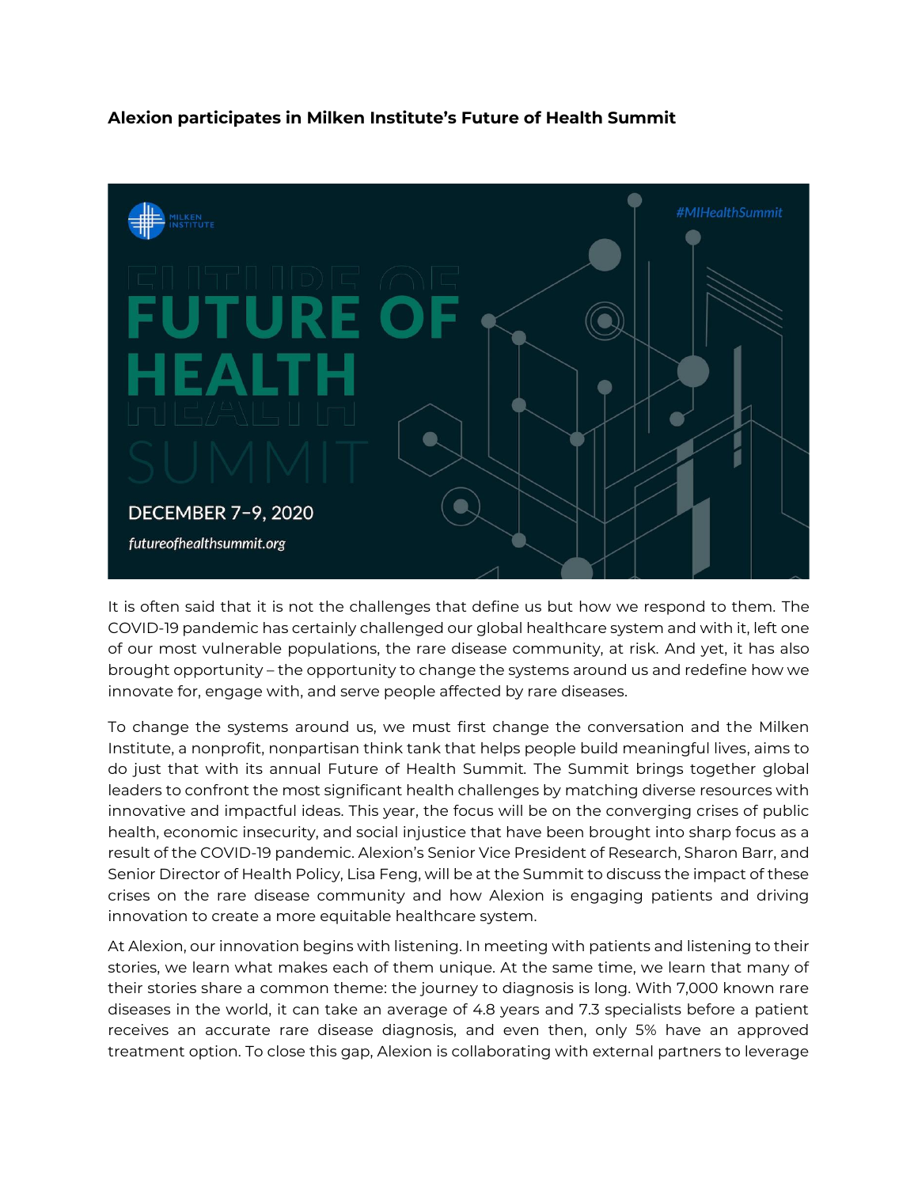**Alexion participates in Milken Institute's Future of Health Summit**

It is often said that it is not the challenges that define us but how we respond to them. The COVID-19 pandemic has certainly challenged our global healthcare system and with it, left one of our most vulnerable populations, the rare disease community, at risk. And yet, it has also brought opportunity – the opportunity to change the systems around us and redefine how we innovate for, engage with, and serve people affected by rare diseases.

To change the systems around us, we must first change the conversation and the Milken Institute, a nonprofit, nonpartisan think tank that helps people build meaningful lives, aims to do just that with its annual Future of Health Summit. The Summit brings together global leaders to confront the most significant health challenges by matching diverse resources with innovative and impactful ideas. This year, the focus will be on the converging crises of public health, economic insecurity, and social injustice that have been brought into sharp focus as a result of the COVID-19 pandemic. Alexion's Senior Vice President of Research, Sharon Barr, and Senior Director of Health Policy, Lisa Feng, will be at the Summit to discuss the impact of these crises on the rare disease community and how Alexion is engaging patients and driving innovation to create a more equitable healthcare system.

At Alexion, our innovation begins with listening. In meeting with patients and listening to their stories, we learn what makes each of them unique. At the same time, we learn that many of their stories share a common theme: the journey to diagnosis is long. With 7,000 known rare diseases in the world, it can take an average of 4.8 years and 7.3 specialists before a patient receives an accurate rare disease diagnosis, and even then, only 5% have an approved treatment option. To close this gap, Alexion is collaborating with external partners to leverage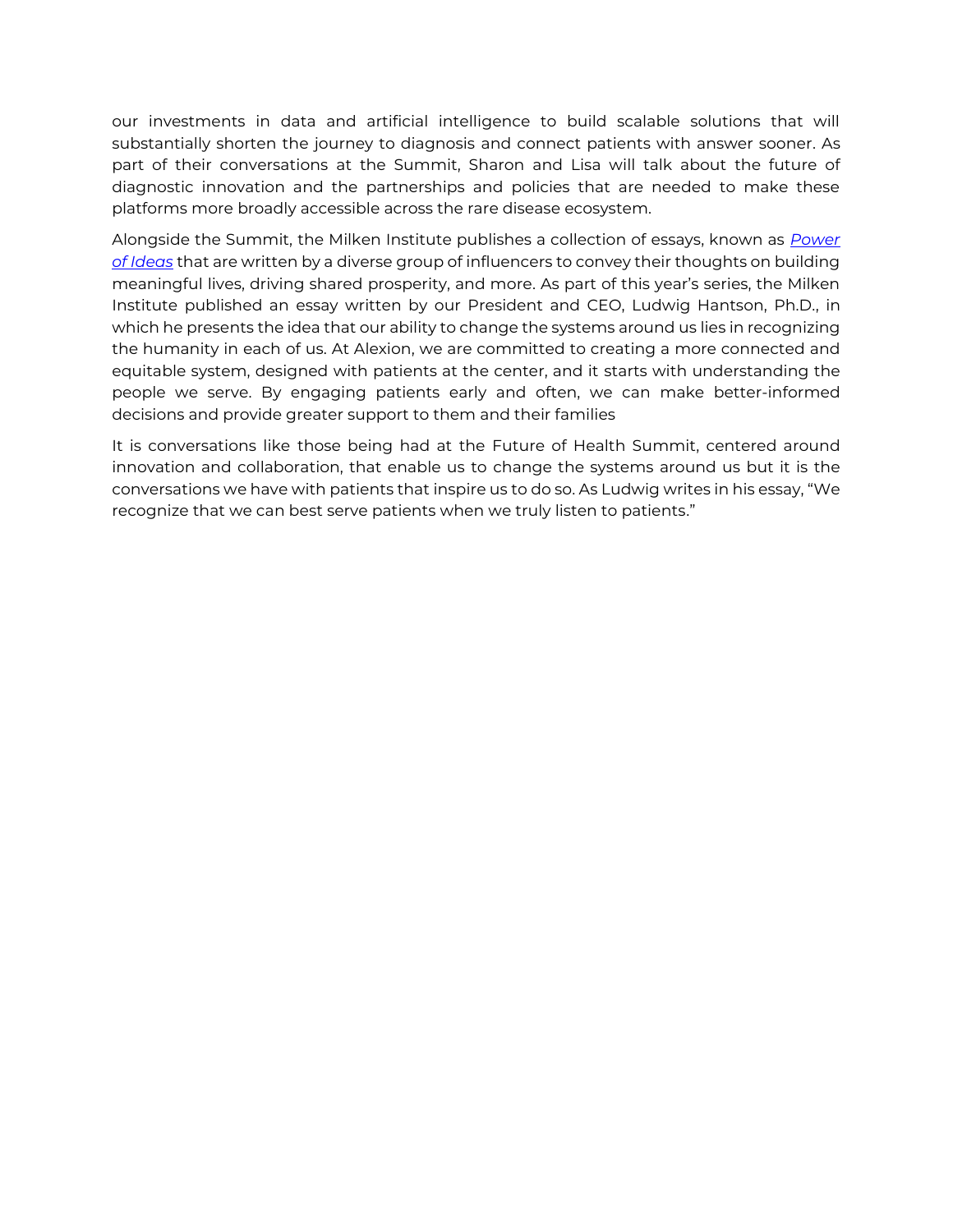our investments in data and artificial intelligence to build scalable solutions that will substantially shorten the journey to diagnosis and connect patients with answer sooner. As part of their conversations at the Summit, Sharon and Lisa will talk about the future of diagnostic innovation and the partnerships and policies that are needed to make these platforms more broadly accessible across the rare disease ecosystem.

Alongside the Summit, the Milken Institute publishes a collection of essays, known as *Power of Ideas* that are written by a diverse group of influencers to convey their thoughts on building meaningful lives, driving shared prosperity, and more. As part of this year's series, the Milken Institute published an essay written by our President and CEO, Ludwig Hantson, Ph.D., in which he presents the idea that our ability to change the systems around us lies in recognizing the humanity in each of us. At Alexion, we are committed to creating a more connected and equitable system, designed with patients at the center, and it starts with understanding the people we serve. By engaging patients early and often, we can make better-informed decisions and provide greater support to them and their families

It is conversations like those being had at the Future of Health Summit, centered around innovation and collaboration, that enable us to change the systems around us but it is the conversations we have with patients that inspire us to do so. As Ludwig writes in his essay, "We recognize that we can best serve patients when we truly listen to patients."